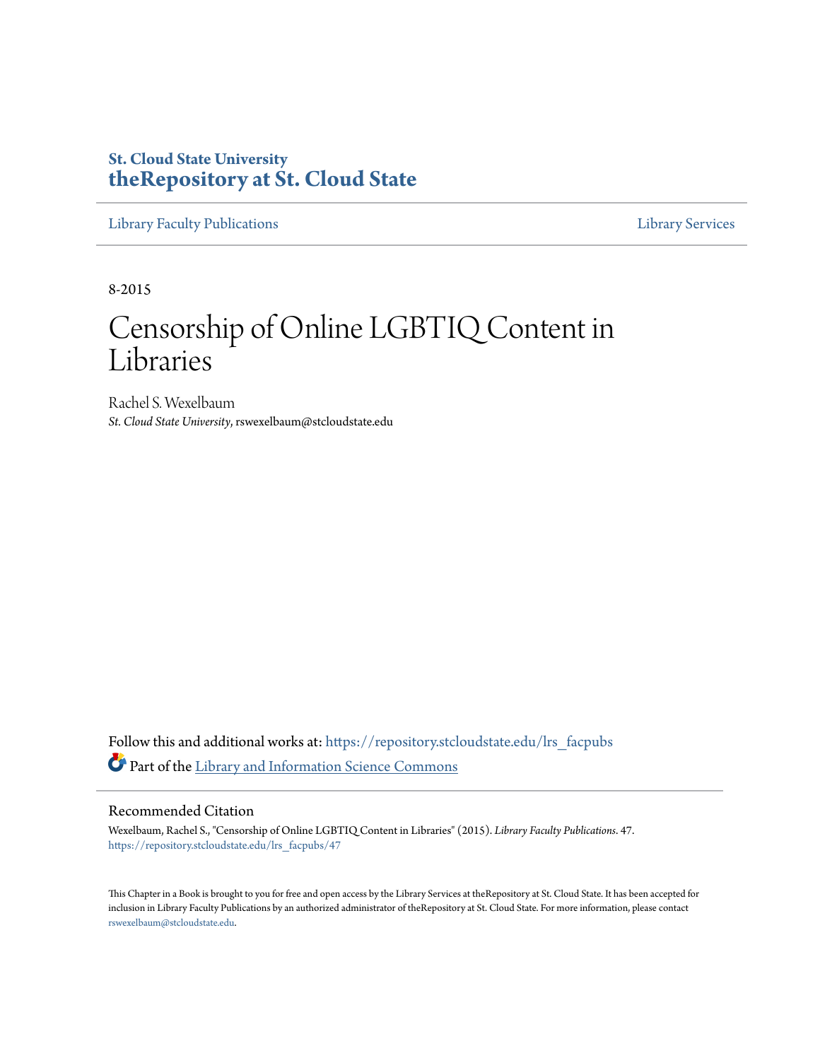St. Cloud State University

**theRepository at St. Cloud State**

Library Faculty Publications | Library Services

8-2015

# Censorship of Online LGBTIQ Content in Libraries

Rachel S. Wexelbaum

*St. Cloud State University*, rswexelbaum@stcloudstate.edu

Follow this and additional works at: https://repository.stcloudstate.edu/lrs_facpubs

Part of the Library and Information Science Commons

## Recommended Citation

Wexelbaum, Rachel S., "Censorship of Online LGBTIQ Content in Libraries" (2015). *Library Faculty Publications*. 47. https://repository.stcloudstate.edu/lrs_facpubs/47

This Chapter in a Book is brought to you for free and open access by the Library Services at theRepository at St. Cloud State. It has been accepted for inclusion in Library Faculty Publications by an authorized administrator of theRepository at St. Cloud State. For more information, please contact rswexelbaum@stcloudstate.edu.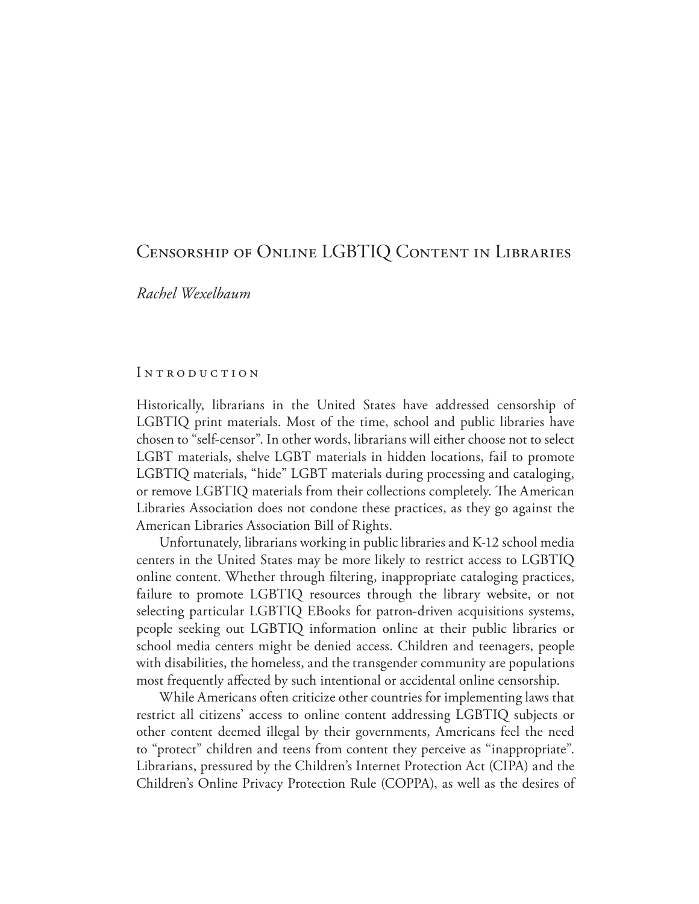# Censorship of Online LGBTIQ Content in Libraries

*Rachel Wexelbaum*

## Introduction

Historically, librarians in the United States have addressed censorship of LGBTIQ print materials. Most of the time, school and public libraries have chosen to "self-censor". In other words, librarians will either choose not to select LGBT materials, shelve LGBT materials in hidden locations, fail to promote LGBTIQ materials, "hide" LGBT materials during processing and cataloging, or remove LGBTIQ materials from their collections completely. The American Libraries Association does not condone these practices, as they go against the American Libraries Association Bill of Rights.

Unfortunately, librarians working in public libraries and K-12 school media centers in the United States may be more likely to restrict access to LGBTIQ online content. Whether through filtering, inappropriate cataloging practices, failure to promote LGBTIQ resources through the library website, or not selecting particular LGBTIQ EBooks for patron-driven acquisitions systems, people seeking out LGBTIQ information online at their public libraries or school media centers might be denied access. Children and teenagers, people with disabilities, the homeless, and the transgender community are populations most frequently affected by such intentional or accidental online censorship.

While Americans often criticize other countries for implementing laws that restrict all citizens' access to online content addressing LGBTIQ subjects or other content deemed illegal by their governments, Americans feel the need to "protect" children and teens from content they perceive as "inappropriate". Librarians, pressured by the Children's Internet Protection Act (CIPA) and the Children's Online Privacy Protection Rule (COPPA), as well as the desires of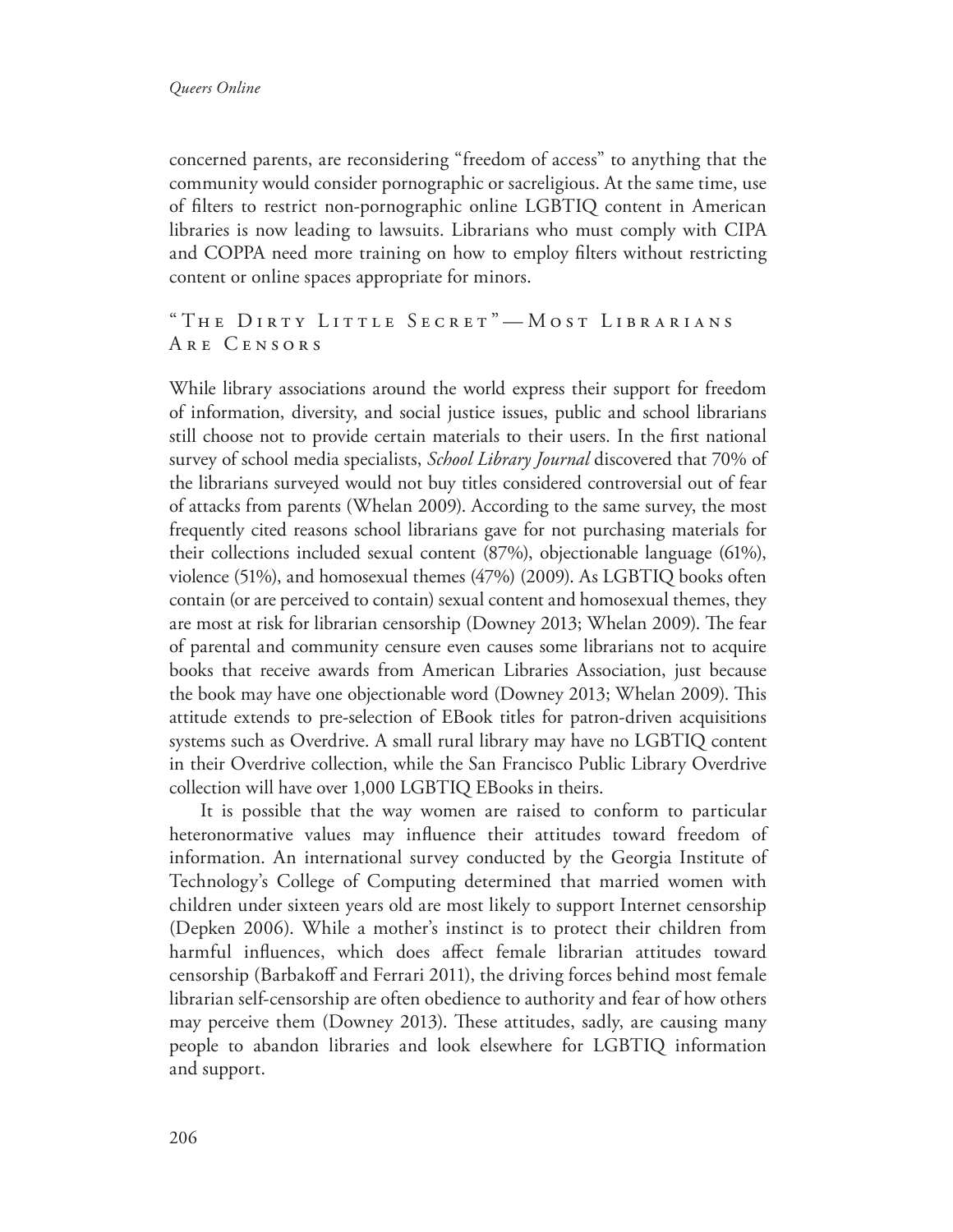concerned parents, are reconsidering "freedom of access" to anything that the community would consider pornographic or sacreligious. At the same time, use of filters to restrict non-pornographic online LGBTIQ content in American libraries is now leading to lawsuits. Librarians who must comply with CIPA and COPPA need more training on how to employ filters without restricting content or online spaces appropriate for minors.

## "The Dirty Little Secret"—Most Librarians Are Censors

While library associations around the world express their support for freedom of information, diversity, and social justice issues, public and school librarians still choose not to provide certain materials to their users. In the first national survey of school media specialists, *School Library Journal* discovered that 70% of the librarians surveyed would not buy titles considered controversial out of fear of attacks from parents (Whelan 2009). According to the same survey, the most frequently cited reasons school librarians gave for not purchasing materials for their collections included sexual content (87%), objectionable language (61%), violence (51%), and homosexual themes (47%) (2009). As LGBTIQ books often contain (or are perceived to contain) sexual content and homosexual themes, they are most at risk for librarian censorship (Downey 2013; Whelan 2009). The fear of parental and community censure even causes some librarians not to acquire books that receive awards from American Libraries Association, just because the book may have one objectionable word (Downey 2013; Whelan 2009). This attitude extends to pre-selection of EBook titles for patron-driven acquisitions systems such as Overdrive. A small rural library may have no LGBTIQ content in their Overdrive collection, while the San Francisco Public Library Overdrive collection will have over 1,000 LGBTIQ EBooks in theirs.

It is possible that the way women are raised to conform to particular heteronormative values may influence their attitudes toward freedom of information. An international survey conducted by the Georgia Institute of Technology's College of Computing determined that married women with children under sixteen years old are most likely to support Internet censorship (Depken 2006). While a mother's instinct is to protect their children from harmful influences, which does affect female librarian attitudes toward censorship (Barbakoff and Ferrari 2011), the driving forces behind most female librarian self-censorship are often obedience to authority and fear of how others may perceive them (Downey 2013). These attitudes, sadly, are causing many people to abandon libraries and look elsewhere for LGBTIQ information and support.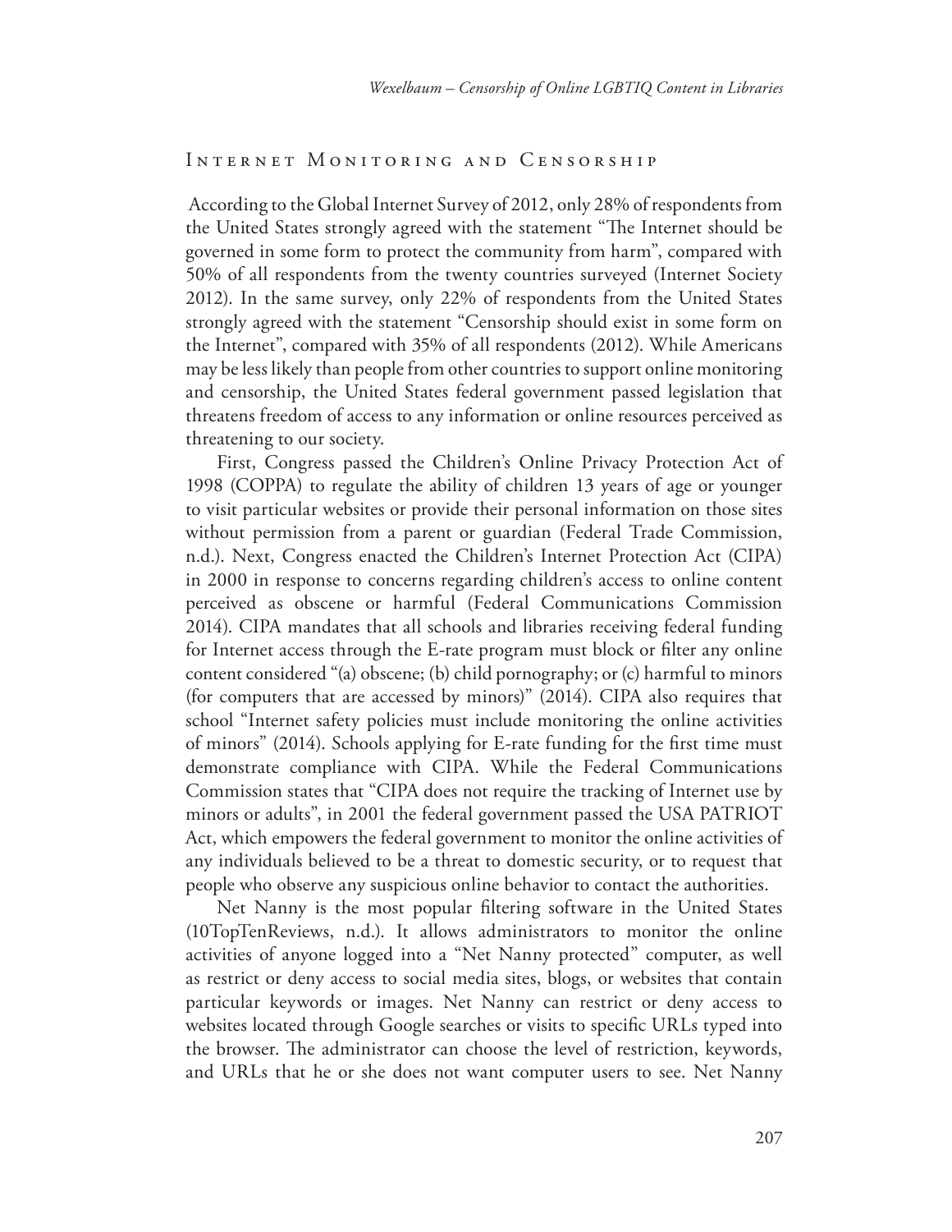## Internet Monitoring and Censorship

According to the Global Internet Survey of 2012, only 28% of respondents from the United States strongly agreed with the statement "The Internet should be governed in some form to protect the community from harm", compared with 50% of all respondents from the twenty countries surveyed (Internet Society 2012). In the same survey, only 22% of respondents from the United States strongly agreed with the statement "Censorship should exist in some form on the Internet", compared with 35% of all respondents (2012). While Americans may be less likely than people from other countries to support online monitoring and censorship, the United States federal government passed legislation that threatens freedom of access to any information or online resources perceived as threatening to our society.

First, Congress passed the Children's Online Privacy Protection Act of 1998 (COPPA) to regulate the ability of children 13 years of age or younger to visit particular websites or provide their personal information on those sites without permission from a parent or guardian (Federal Trade Commission, n.d.). Next, Congress enacted the Children's Internet Protection Act (CIPA) in 2000 in response to concerns regarding children's access to online content perceived as obscene or harmful (Federal Communications Commission 2014). CIPA mandates that all schools and libraries receiving federal funding for Internet access through the E-rate program must block or filter any online content considered "(a) obscene; (b) child pornography; or (c) harmful to minors (for computers that are accessed by minors)" (2014). CIPA also requires that school "Internet safety policies must include monitoring the online activities of minors" (2014). Schools applying for E-rate funding for the first time must demonstrate compliance with CIPA. While the Federal Communications Commission states that "CIPA does not require the tracking of Internet use by minors or adults", in 2001 the federal government passed the USA PATRIOT Act, which empowers the federal government to monitor the online activities of any individuals believed to be a threat to domestic security, or to request that people who observe any suspicious online behavior to contact the authorities.

Net Nanny is the most popular filtering software in the United States (10TopTenReviews, n.d.). It allows administrators to monitor the online activities of anyone logged into a "Net Nanny protected" computer, as well as restrict or deny access to social media sites, blogs, or websites that contain particular keywords or images. Net Nanny can restrict or deny access to websites located through Google searches or visits to specific URLs typed into the browser. The administrator can choose the level of restriction, keywords, and URLs that he or she does not want computer users to see. Net Nanny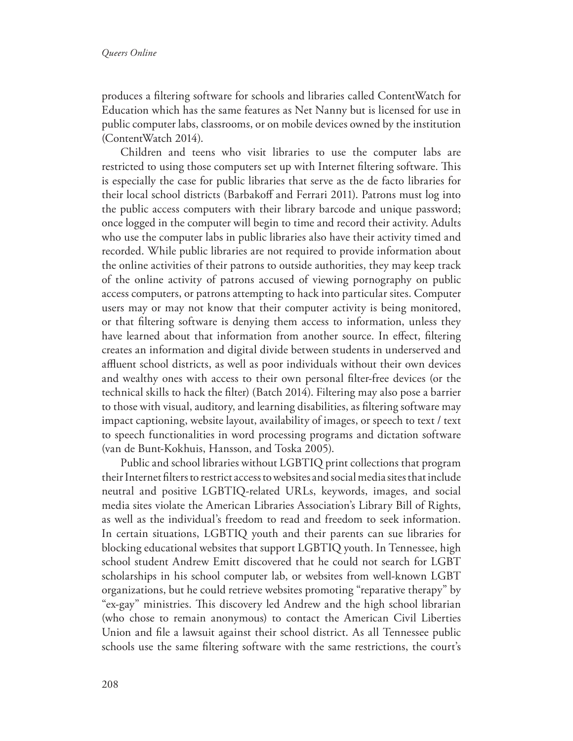produces a filtering software for schools and libraries called ContentWatch for Education which has the same features as Net Nanny but is licensed for use in public computer labs, classrooms, or on mobile devices owned by the institution (ContentWatch 2014).

Children and teens who visit libraries to use the computer labs are restricted to using those computers set up with Internet filtering software. This is especially the case for public libraries that serve as the de facto libraries for their local school districts (Barbakoff and Ferrari 2011). Patrons must log into the public access computers with their library barcode and unique password; once logged in the computer will begin to time and record their activity. Adults who use the computer labs in public libraries also have their activity timed and recorded. While public libraries are not required to provide information about the online activities of their patrons to outside authorities, they may keep track of the online activity of patrons accused of viewing pornography on public access computers, or patrons attempting to hack into particular sites. Computer users may or may not know that their computer activity is being monitored, or that filtering software is denying them access to information, unless they have learned about that information from another source. In effect, filtering creates an information and digital divide between students in underserved and affluent school districts, as well as poor individuals without their own devices and wealthy ones with access to their own personal filter-free devices (or the technical skills to hack the filter) (Batch 2014). Filtering may also pose a barrier to those with visual, auditory, and learning disabilities, as filtering software may impact captioning, website layout, availability of images, or speech to text / text to speech functionalities in word processing programs and dictation software (van de Bunt-Kokhuis, Hansson, and Toska 2005).

Public and school libraries without LGBTIQ print collections that program their Internet filters to restrict access to websites and social media sites that include neutral and positive LGBTIQ-related URLs, keywords, images, and social media sites violate the American Libraries Association's Library Bill of Rights, as well as the individual's freedom to read and freedom to seek information. In certain situations, LGBTIQ youth and their parents can sue libraries for blocking educational websites that support LGBTIQ youth. In Tennessee, high school student Andrew Emitt discovered that he could not search for LGBT scholarships in his school computer lab, or websites from well-known LGBT organizations, but he could retrieve websites promoting "reparative therapy" by "ex-gay" ministries. This discovery led Andrew and the high school librarian (who chose to remain anonymous) to contact the American Civil Liberties Union and file a lawsuit against their school district. As all Tennessee public schools use the same filtering software with the same restrictions, the court's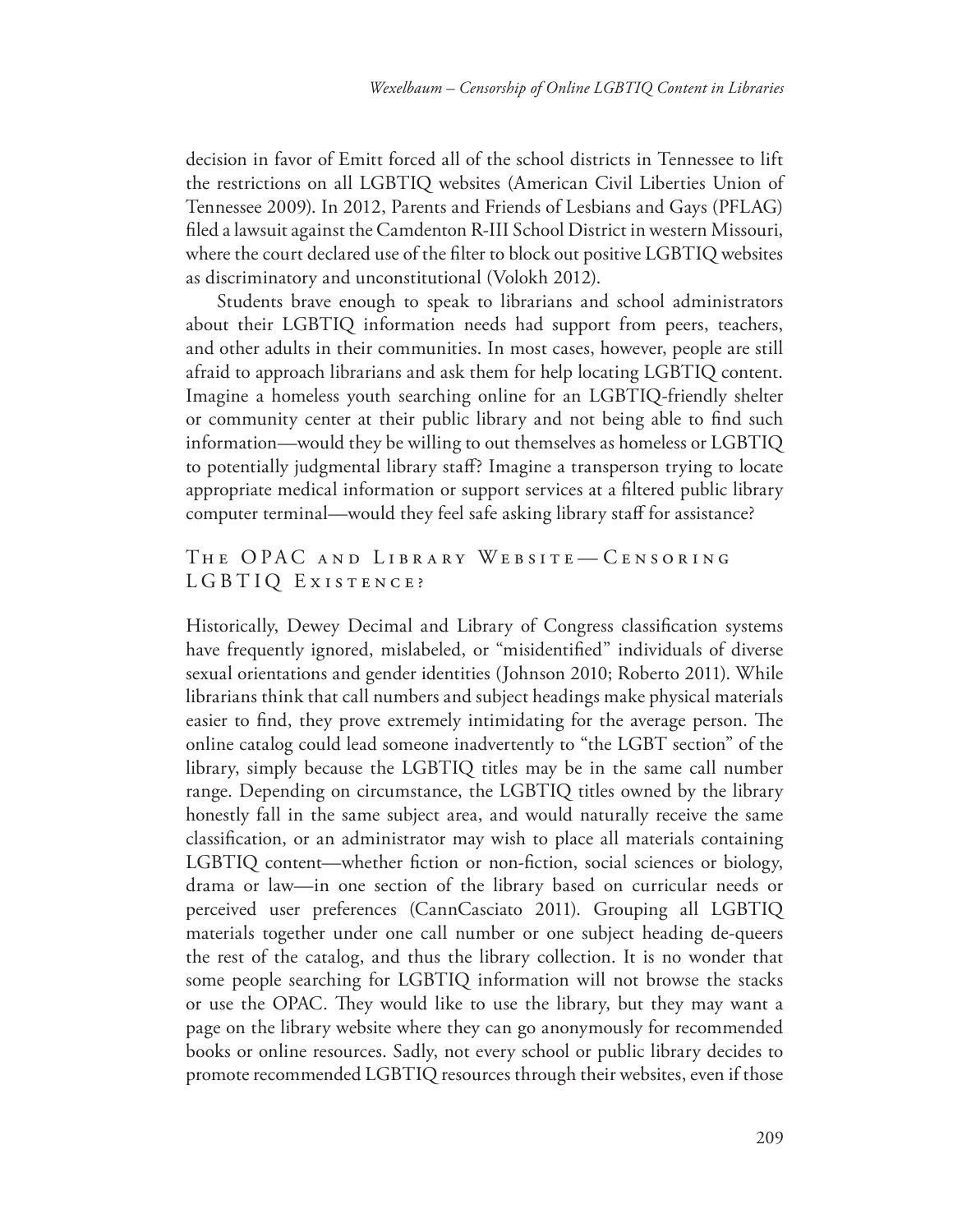decision in favor of Emitt forced all of the school districts in Tennessee to lift the restrictions on all LGBTIQ websites (American Civil Liberties Union of Tennessee 2009). In 2012, Parents and Friends of Lesbians and Gays (PFLAG) filed a lawsuit against the Camdenton R-III School District in western Missouri, where the court declared use of the filter to block out positive LGBTIQ websites as discriminatory and unconstitutional (Volokh 2012).

Students brave enough to speak to librarians and school administrators about their LGBTIQ information needs had support from peers, teachers, and other adults in their communities. In most cases, however, people are still afraid to approach librarians and ask them for help locating LGBTIQ content. Imagine a homeless youth searching online for an LGBTIQ-friendly shelter or community center at their public library and not being able to find such information—would they be willing to out themselves as homeless or LGBTIQ to potentially judgmental library staff? Imagine a transperson trying to locate appropriate medical information or support services at a filtered public library computer terminal—would they feel safe asking library staff for assistance?

## The OPAC and Library Website—Censoring LGBTIQ Existence?

Historically, Dewey Decimal and Library of Congress classification systems have frequently ignored, mislabeled, or "misidentified" individuals of diverse sexual orientations and gender identities (Johnson 2010; Roberto 2011). While librarians think that call numbers and subject headings make physical materials easier to find, they prove extremely intimidating for the average person. The online catalog could lead someone inadvertently to "the LGBT section" of the library, simply because the LGBTIQ titles may be in the same call number range. Depending on circumstance, the LGBTIQ titles owned by the library honestly fall in the same subject area, and would naturally receive the same classification, or an administrator may wish to place all materials containing LGBTIQ content—whether fiction or non-fiction, social sciences or biology, drama or law—in one section of the library based on curricular needs or perceived user preferences (CannCasciato 2011). Grouping all LGBTIQ materials together under one call number or one subject heading de-queers the rest of the catalog, and thus the library collection. It is no wonder that some people searching for LGBTIQ information will not browse the stacks or use the OPAC. They would like to use the library, but they may want a page on the library website where they can go anonymously for recommended books or online resources. Sadly, not every school or public library decides to promote recommended LGBTIQ resources through their websites, even if those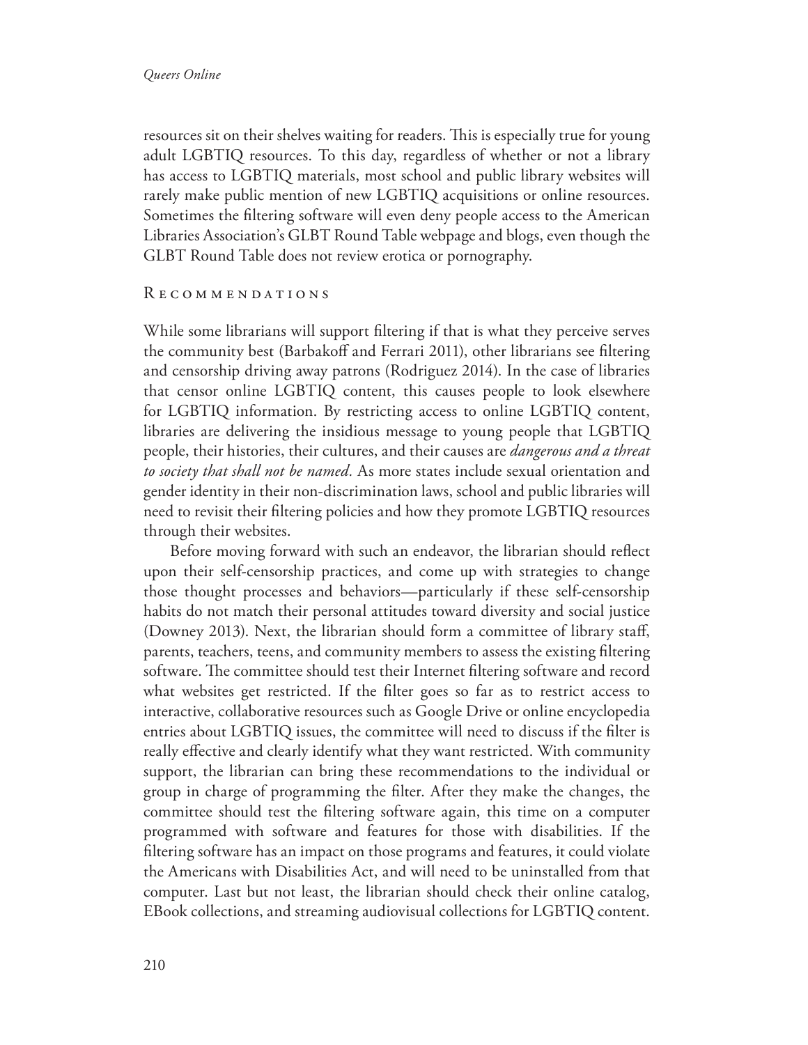resources sit on their shelves waiting for readers. This is especially true for young adult LGBTIQ resources. To this day, regardless of whether or not a library has access to LGBTIQ materials, most school and public library websites will rarely make public mention of new LGBTIQ acquisitions or online resources. Sometimes the filtering software will even deny people access to the American Libraries Association's GLBT Round Table webpage and blogs, even though the GLBT Round Table does not review erotica or pornography.

## Recommendations

While some librarians will support filtering if that is what they perceive serves the community best (Barbakoff and Ferrari 2011), other librarians see filtering and censorship driving away patrons (Rodriguez 2014). In the case of libraries that censor online LGBTIQ content, this causes people to look elsewhere for LGBTIQ information. By restricting access to online LGBTIQ content, libraries are delivering the insidious message to young people that LGBTIQ people, their histories, their cultures, and their causes are *dangerous and a threat to society that shall not be named.* As more states include sexual orientation and gender identity in their non-discrimination laws, school and public libraries will need to revisit their filtering policies and how they promote LGBTIQ resources through their websites.

Before moving forward with such an endeavor, the librarian should reflect upon their self-censorship practices, and come up with strategies to change those thought processes and behaviors—particularly if these self-censorship habits do not match their personal attitudes toward diversity and social justice (Downey 2013). Next, the librarian should form a committee of library staff, parents, teachers, teens, and community members to assess the existing filtering software. The committee should test their Internet filtering software and record what websites get restricted. If the filter goes so far as to restrict access to interactive, collaborative resources such as Google Drive or online encyclopedia entries about LGBTIQ issues, the committee will need to discuss if the filter is really effective and clearly identify what they want restricted. With community support, the librarian can bring these recommendations to the individual or group in charge of programming the filter. After they make the changes, the committee should test the filtering software again, this time on a computer programmed with software and features for those with disabilities. If the filtering software has an impact on those programs and features, it could violate the Americans with Disabilities Act, and will need to be uninstalled from that computer. Last but not least, the librarian should check their online catalog, EBook collections, and streaming audiovisual collections for LGBTIQ content.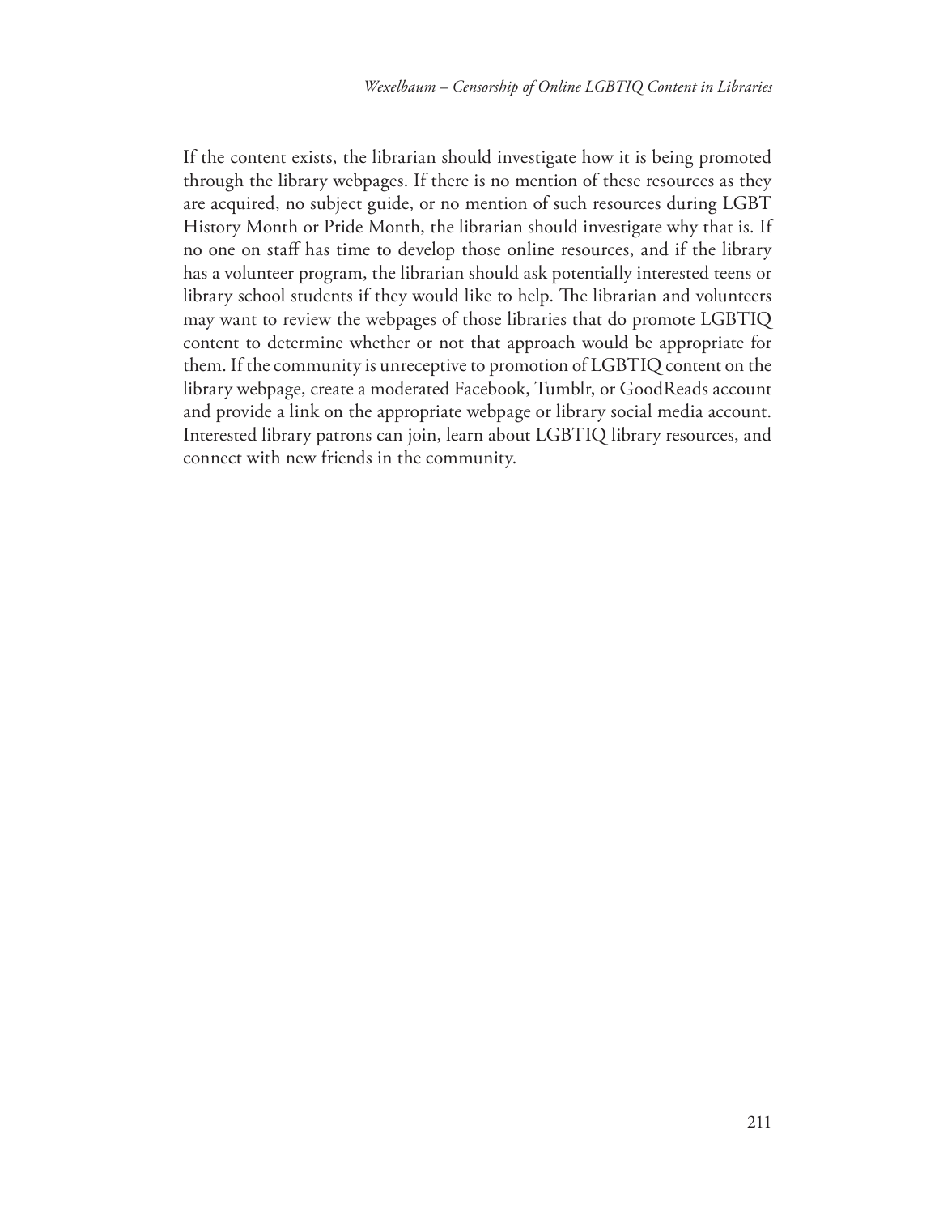If the content exists, the librarian should investigate how it is being promoted through the library webpages. If there is no mention of these resources as they are acquired, no subject guide, or no mention of such resources during LGBT History Month or Pride Month, the librarian should investigate why that is. If no one on staff has time to develop those online resources, and if the library has a volunteer program, the librarian should ask potentially interested teens or library school students if they would like to help. The librarian and volunteers may want to review the webpages of those libraries that do promote LGBTIQ content to determine whether or not that approach would be appropriate for them. If the community is unreceptive to promotion of LGBTIQ content on the library webpage, create a moderated Facebook, Tumblr, or GoodReads account and provide a link on the appropriate webpage or library social media account. Interested library patrons can join, learn about LGBTIQ library resources, and connect with new friends in the community.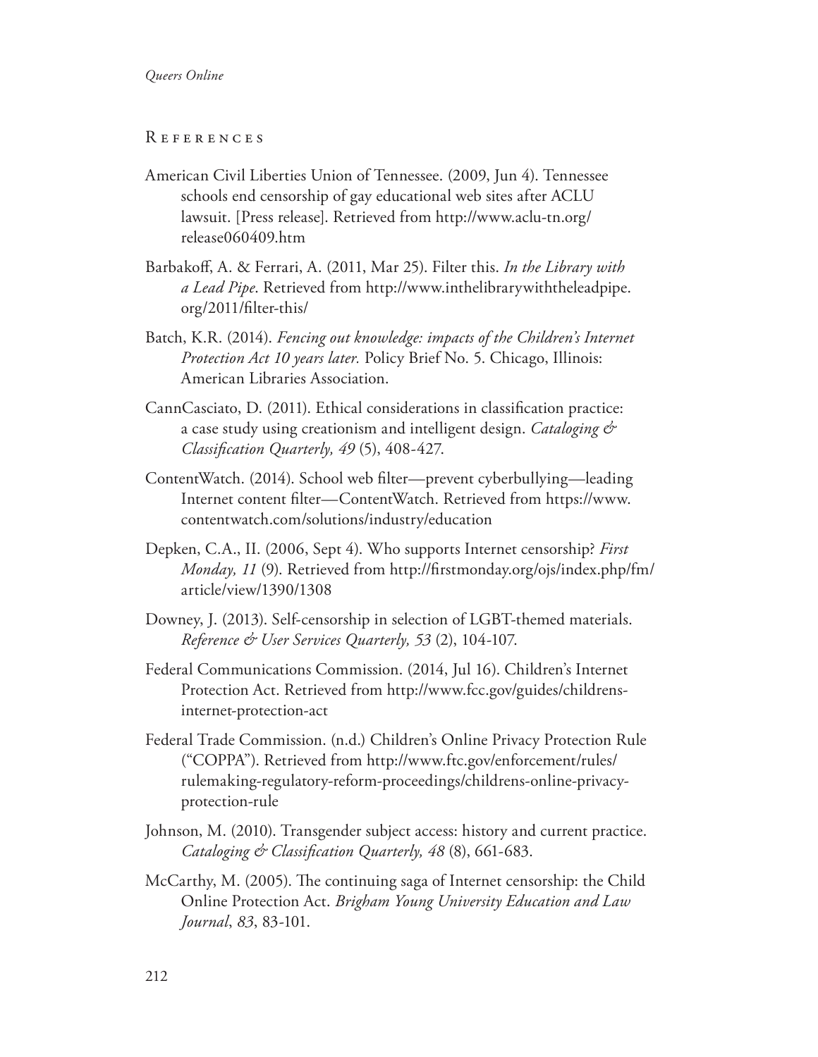## References

American Civil Liberties Union of Tennessee. (2009, Jun 4). Tennessee schools end censorship of gay educational web sites after ACLU lawsuit. [Press release]. Retrieved from http://www.aclu-tn.org/release060409.htm

Barbakoff, A. & Ferrari, A. (2011, Mar 25). Filter this. *In the Library with a Lead Pipe*. Retrieved from http://www.inthelibrarywiththeleadpipe.org/2011/filter-this/

Batch, K.R. (2014). *Fencing out knowledge: impacts of the Children's Internet Protection Act 10 years later.* Policy Brief No. 5. Chicago, Illinois: American Libraries Association.

CannCasciato, D. (2011). Ethical considerations in classification practice: a case study using creationism and intelligent design. *Cataloging & Classification Quarterly, 49* (5), 408-427.

ContentWatch. (2014). School web filter—prevent cyberbullying—leading Internet content filter—ContentWatch. Retrieved from https://www.contentwatch.com/solutions/industry/education

Depken, C.A., II. (2006, Sept 4). Who supports Internet censorship? *First Monday, 11* (9). Retrieved from http://firstmonday.org/ojs/index.php/fm/article/view/1390/1308

Downey, J. (2013). Self-censorship in selection of LGBT-themed materials. *Reference & User Services Quarterly, 53* (2), 104-107.

Federal Communications Commission. (2014, Jul 16). Children's Internet Protection Act. Retrieved from http://www.fcc.gov/guides/childrens-internet-protection-act

Federal Trade Commission. (n.d.) Children's Online Privacy Protection Rule ("COPPA"). Retrieved from http://www.ftc.gov/enforcement/rules/rulemaking-regulatory-reform-proceedings/childrens-online-privacy-protection-rule

Johnson, M. (2010). Transgender subject access: history and current practice. *Cataloging & Classification Quarterly, 48* (8), 661-683.

McCarthy, M. (2005). The continuing saga of Internet censorship: the Child Online Protection Act. *Brigham Young University Education and Law Journal*, *83*, 83-101.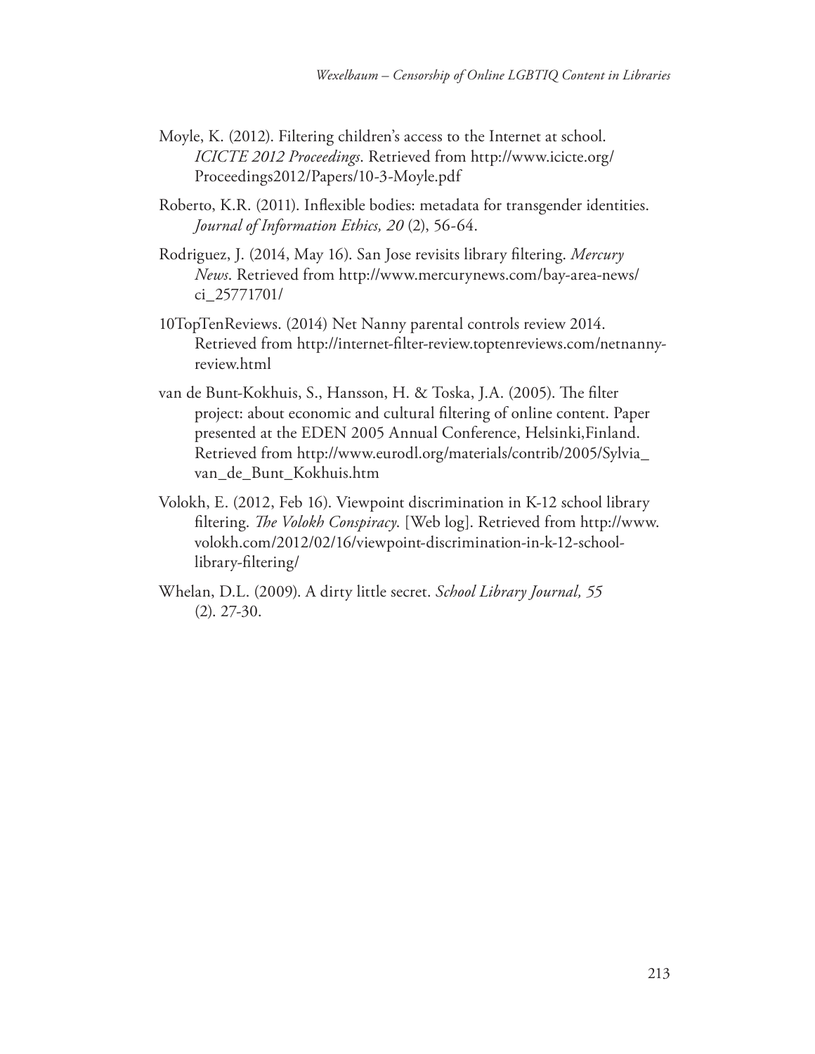Moyle, K. (2012). Filtering children's access to the Internet at school. *ICICTE 2012 Proceedings*. Retrieved from http://www.icicte.org/Proceedings2012/Papers/10-3-Moyle.pdf

Roberto, K.R. (2011). Inflexible bodies: metadata for transgender identities. *Journal of Information Ethics, 20* (2), 56-64.

Rodriguez, J. (2014, May 16). San Jose revisits library filtering. *Mercury News*. Retrieved from http://www.mercurynews.com/bay-area-news/ci_25771701/

10TopTenReviews. (2014) Net Nanny parental controls review 2014. Retrieved from http://internet-filter-review.toptenreviews.com/netnanny-review.html

van de Bunt-Kokhuis, S., Hansson, H. & Toska, J.A. (2005). The filter project: about economic and cultural filtering of online content. Paper presented at the EDEN 2005 Annual Conference, Helsinki,Finland. Retrieved from http://www.eurodl.org/materials/contrib/2005/Sylvia_van_de_Bunt_Kokhuis.htm

Volokh, E. (2012, Feb 16). Viewpoint discrimination in K-12 school library filtering. *The Volokh Conspiracy*. [Web log]. Retrieved from http://www.volokh.com/2012/02/16/viewpoint-discrimination-in-k-12-school-library-filtering/

Whelan, D.L. (2009). A dirty little secret. *School Library Journal, 55* (2). 27-30.